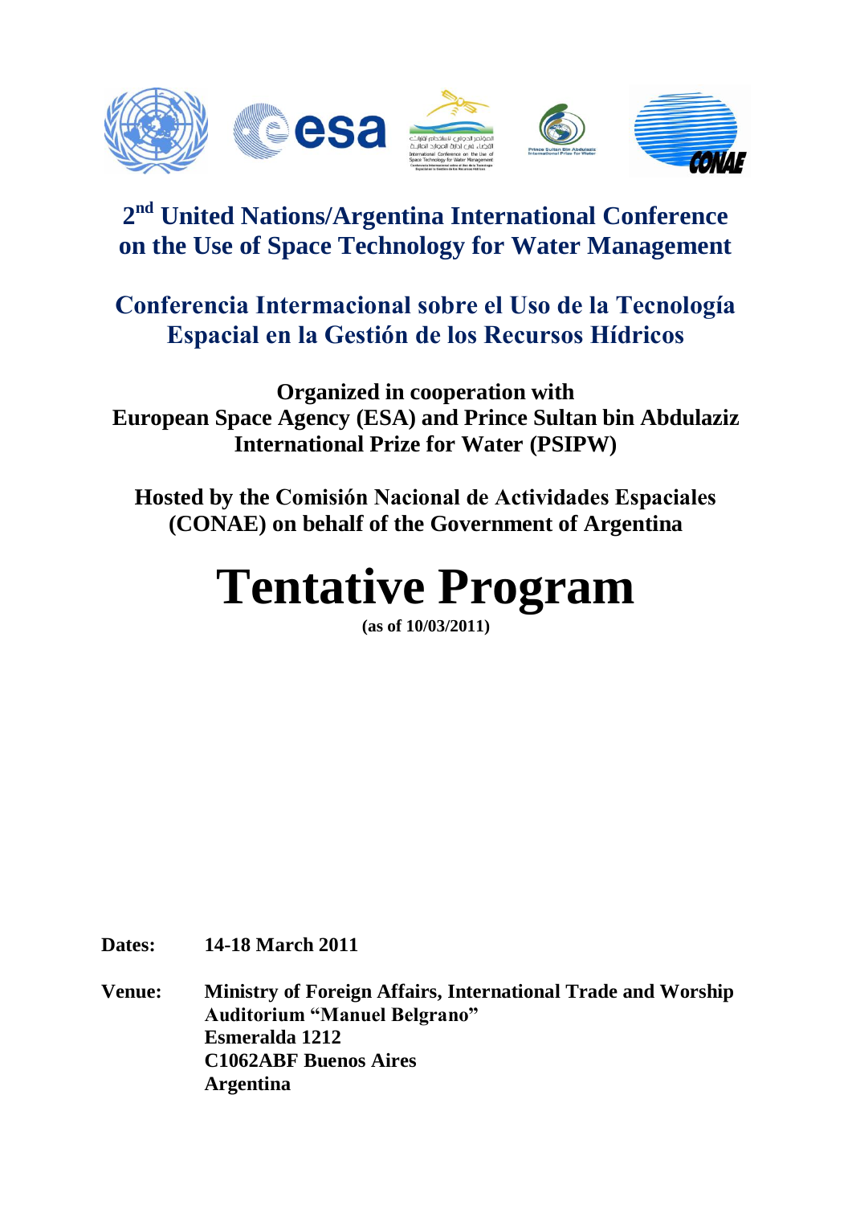# 2nd United Nations/Argentina International Conference on the Use of Space Technology for Water Management

## Conferencia Intermacional sobre el Uso de la Tecnología Espacial en la Gestión de los Recursos Hídricos

**Organized in cooperation with**
**European Space Agency (ESA) and Prince Sultan bin Abdulaziz International Prize for Water (PSIPW)**

**Hosted by the Comisión Nacional de Actividades Espaciales (CONAE) on behalf of the Government of Argentina**

# Tentative Program

**(as of 10/03/2011)**

**Dates:** **14-18 March 2011**

**Venue:** **Ministry of Foreign Affairs, International Trade and Worship**
**Auditorium "Manuel Belgrano"**
**Esmeralda 1212**
**C1062ABF Buenos Aires**
**Argentina**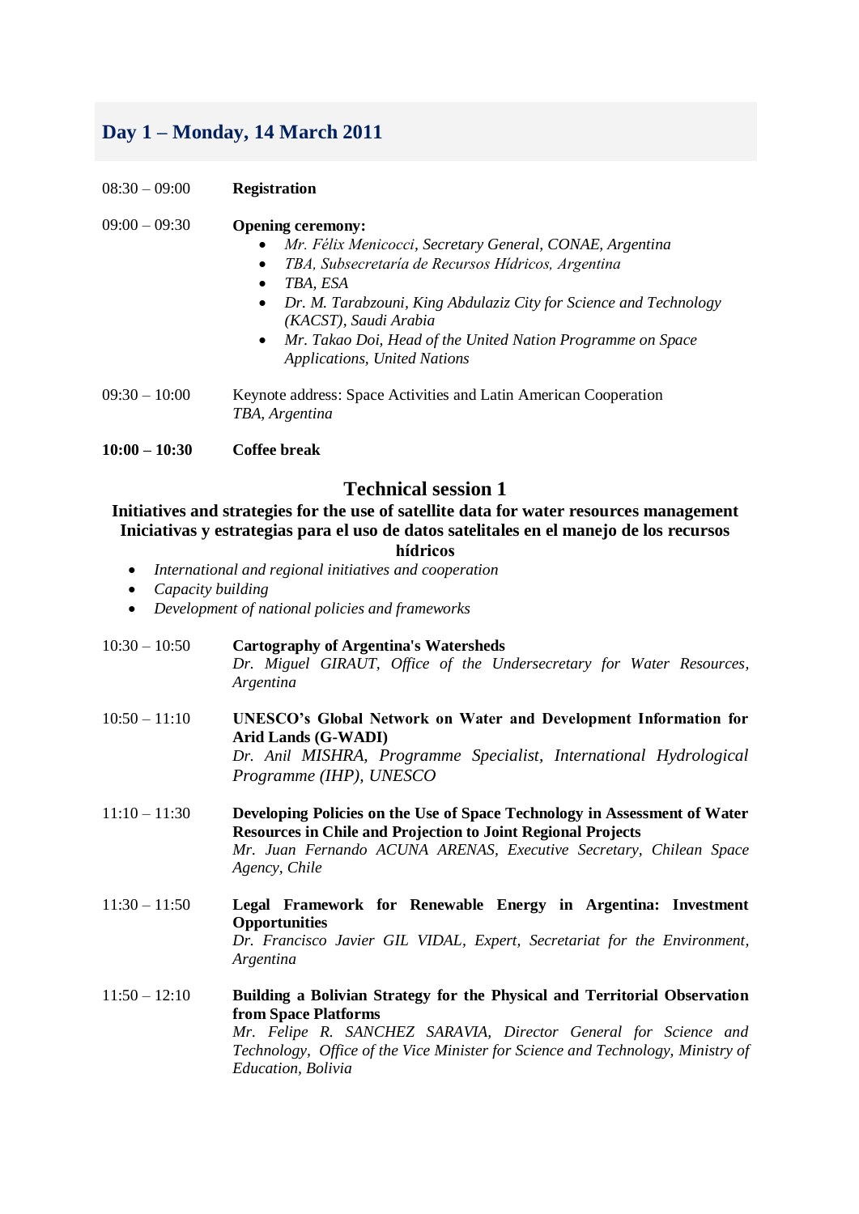## Day 1 – Monday, 14 March 2011

08:30 – 09:00 **Registration**

09:00 – 09:30 **Opening ceremony:**

- *Mr. Félix Menicocci, Secretary General, CONAE, Argentina*
- *TBA, Subsecretaría de Recursos Hídricos, Argentina*
- *TBA, ESA*
- *Dr. M. Tarabzouni, King Abdulaziz City for Science and Technology (KACST), Saudi Arabia*
- *Mr. Takao Doi, Head of the United Nation Programme on Space Applications, United Nations*

09:30 – 10:00 Keynote address: Space Activities and Latin American Cooperation
*TBA, Argentina*

**10:00 – 10:30** **Coffee break**

### Technical session 1

**Initiatives and strategies for the use of satellite data for water resources management**
**Iniciativas y estrategias para el uso de datos satelitales en el manejo de los recursos hídricos**

- *International and regional initiatives and cooperation*
- *Capacity building*
- *Development of national policies and frameworks*

10:30 – 10:50 **Cartography of Argentina's Watersheds**
*Dr. Miguel GIRAUT, Office of the Undersecretary for Water Resources, Argentina*

10:50 – 11:10 **UNESCO's Global Network on Water and Development Information for Arid Lands (G-WADI)**
*Dr. Anil MISHRA, Programme Specialist, International Hydrological Programme (IHP), UNESCO*

11:10 – 11:30 **Developing Policies on the Use of Space Technology in Assessment of Water Resources in Chile and Projection to Joint Regional Projects**
*Mr. Juan Fernando ACUNA ARENAS, Executive Secretary, Chilean Space Agency, Chile*

11:30 – 11:50 **Legal Framework for Renewable Energy in Argentina: Investment Opportunities**
*Dr. Francisco Javier GIL VIDAL, Expert, Secretariat for the Environment, Argentina*

11:50 – 12:10 **Building a Bolivian Strategy for the Physical and Territorial Observation from Space Platforms**
*Mr. Felipe R. SANCHEZ SARAVIA, Director General for Science and Technology, Office of the Vice Minister for Science and Technology, Ministry of Education, Bolivia*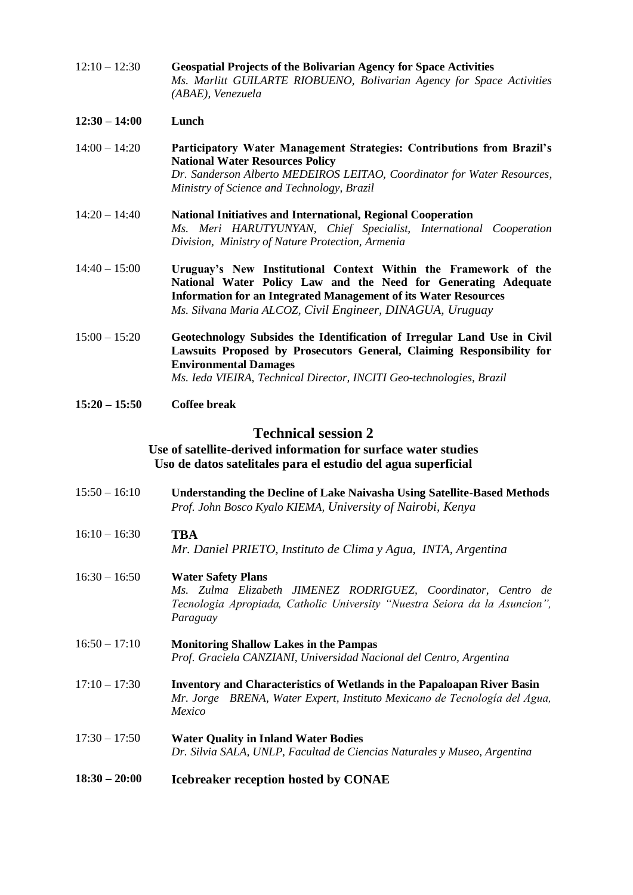12:10 – 12:30 **Geospatial Projects of the Bolivarian Agency for Space Activities**
*Ms. Marlitt GUILARTE RIOBUENO, Bolivarian Agency for Space Activities (ABAE), Venezuela*

**12:30 – 14:00** **Lunch**

14:00 – 14:20 **Participatory Water Management Strategies: Contributions from Brazil's National Water Resources Policy**
*Dr. Sanderson Alberto MEDEIROS LEITAO, Coordinator for Water Resources, Ministry of Science and Technology, Brazil*

14:20 – 14:40 **National Initiatives and International, Regional Cooperation**
*Ms. Meri HARUTYUNYAN, Chief Specialist, International Cooperation Division, Ministry of Nature Protection, Armenia*

14:40 – 15:00 **Uruguay's New Institutional Context Within the Framework of the National Water Policy Law and the Need for Generating Adequate Information for an Integrated Management of its Water Resources**
*Ms. Silvana Maria ALCOZ, Civil Engineer, DINAGUA, Uruguay*

15:00 – 15:20 **Geotechnology Subsides the Identification of Irregular Land Use in Civil Lawsuits Proposed by Prosecutors General, Claiming Responsibility for Environmental Damages**
*Ms. Ieda VIEIRA, Technical Director, INCITI Geo-technologies, Brazil*

**15:20 – 15:50** **Coffee break**

## Technical session 2

### Use of satellite-derived information for surface water studies
### Uso de datos satelitales para el estudio del agua superficial

15:50 – 16:10 **Understanding the Decline of Lake Naivasha Using Satellite-Based Methods**
*Prof. John Bosco Kyalo KIEMA, University of Nairobi, Kenya*

16:10 – 16:30 **TBA**
*Mr. Daniel PRIETO, Instituto de Clima y Agua, INTA, Argentina*

16:30 – 16:50 **Water Safety Plans**
*Ms. Zulma Elizabeth JIMENEZ RODRIGUEZ, Coordinator, Centro de Tecnologia Apropiada, Catholic University "Nuestra Seiora da la Asuncion", Paraguay*

16:50 – 17:10 **Monitoring Shallow Lakes in the Pampas**
*Prof. Graciela CANZIANI, Universidad Nacional del Centro, Argentina*

17:10 – 17:30 **Inventory and Characteristics of Wetlands in the Papaloapan River Basin**
*Mr. Jorge BRENA, Water Expert, Instituto Mexicano de Tecnología del Agua, Mexico*

17:30 – 17:50 **Water Quality in Inland Water Bodies**
*Dr. Silvia SALA, UNLP, Facultad de Ciencias Naturales y Museo, Argentina*

**18:30 – 20:00** **Icebreaker reception hosted by CONAE**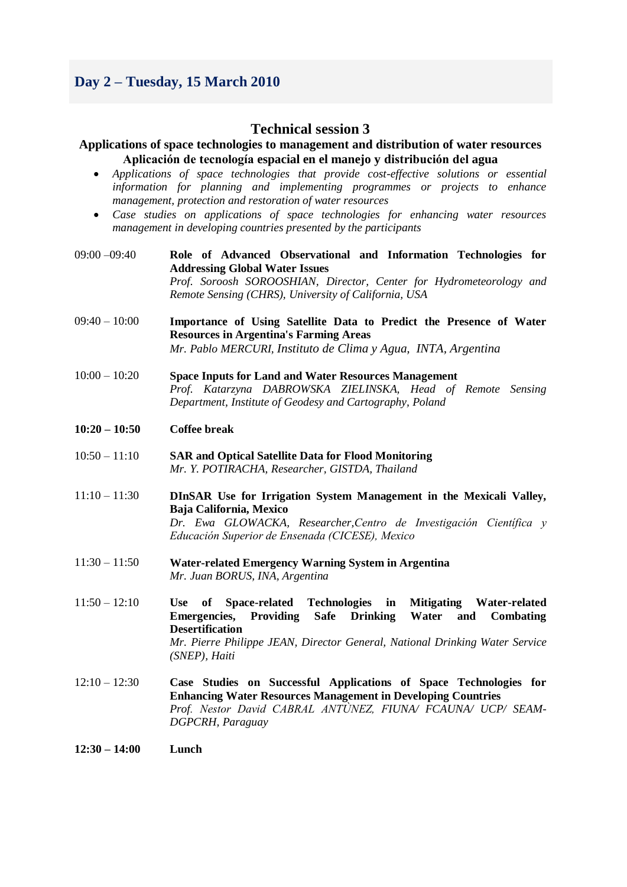## Day 2 – Tuesday, 15 March 2010

### Technical session 3

**Applications of space technologies to management and distribution of water resources**
**Aplicación de tecnología espacial en el manejo y distribución del agua**

- *Applications of space technologies that provide cost-effective solutions or essential information for planning and implementing programmes or projects to enhance management, protection and restoration of water resources*
- *Case studies on applications of space technologies for enhancing water resources management in developing countries presented by the participants*

| | |
|---|---|
| 09:00 –09:40 | **Role of Advanced Observational and Information Technologies for Addressing Global Water Issues**<br>*Prof. Soroosh SOROOSHIAN, Director, Center for Hydrometeorology and Remote Sensing (CHRS), University of California, USA* |
| 09:40 – 10:00 | **Importance of Using Satellite Data to Predict the Presence of Water Resources in Argentina's Farming Areas**<br>*Mr. Pablo MERCURI, Instituto de Clima y Agua, INTA, Argentina* |
| 10:00 – 10:20 | **Space Inputs for Land and Water Resources Management**<br>*Prof. Katarzyna DABROWSKA ZIELINSKA, Head of Remote Sensing Department, Institute of Geodesy and Cartography, Poland* |
| **10:20 – 10:50** | **Coffee break** |
| 10:50 – 11:10 | **SAR and Optical Satellite Data for Flood Monitoring**<br>*Mr. Y. POTIRACHA, Researcher, GISTDA, Thailand* |
| 11:10 – 11:30 | **DInSAR Use for Irrigation System Management in the Mexicali Valley, Baja California, Mexico**<br>*Dr. Ewa GLOWACKA, Researcher,Centro de Investigación Científica y Educación Superior de Ensenada (CICESE), Mexico* |
| 11:30 – 11:50 | **Water-related Emergency Warning System in Argentina**<br>*Mr. Juan BORUS, INA, Argentina* |
| 11:50 – 12:10 | **Use of Space-related Technologies in Mitigating Water-related Emergencies, Providing Safe Drinking Water and Combating Desertification**<br>*Mr. Pierre Philippe JEAN, Director General, National Drinking Water Service (SNEP), Haiti* |
| 12:10 – 12:30 | **Case Studies on Successful Applications of Space Technologies for Enhancing Water Resources Management in Developing Countries**<br>*Prof. Nestor David CABRAL ANTÙNEZ, FIUNA/ FCAUNA/ UCP/ SEAM-DGPCRH, Paraguay* |
| **12:30 – 14:00** | **Lunch** |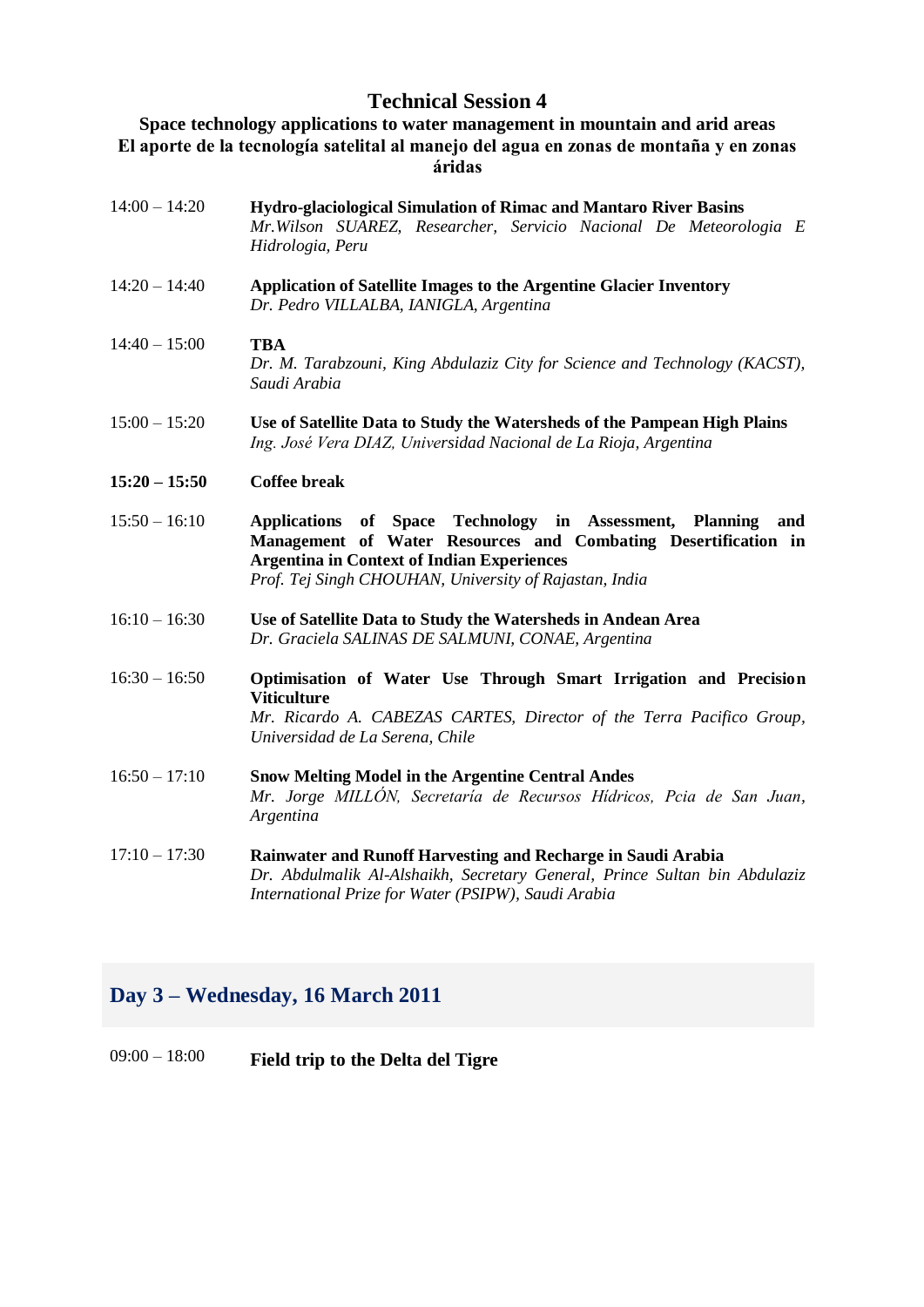## Technical Session 4

**Space technology applications to water management in mountain and arid areas**
**El aporte de la tecnología satelital al manejo del agua en zonas de montaña y en zonas áridas**

14:00 – 14:20 **Hydro-glaciological Simulation of Rimac and Mantaro River Basins**
*Mr.Wilson SUAREZ, Researcher, Servicio Nacional De Meteorologia E Hidrologia, Peru*

14:20 – 14:40 **Application of Satellite Images to the Argentine Glacier Inventory**
*Dr. Pedro VILLALBA, IANIGLA, Argentina*

14:40 – 15:00 **TBA**
*Dr. M. Tarabzouni, King Abdulaziz City for Science and Technology (KACST), Saudi Arabia*

15:00 – 15:20 **Use of Satellite Data to Study the Watersheds of the Pampean High Plains**
*Ing. José Vera DIAZ, Universidad Nacional de La Rioja, Argentina*

**15:20 – 15:50** **Coffee break**

15:50 – 16:10 **Applications of Space Technology in Assessment, Planning and Management of Water Resources and Combating Desertification in Argentina in Context of Indian Experiences**
*Prof. Tej Singh CHOUHAN, University of Rajastan, India*

16:10 – 16:30 **Use of Satellite Data to Study the Watersheds in Andean Area**
*Dr. Graciela SALINAS DE SALMUNI, CONAE, Argentina*

16:30 – 16:50 **Optimisation of Water Use Through Smart Irrigation and Precision Viticulture**
*Mr. Ricardo A. CABEZAS CARTES, Director of the Terra Pacifico Group, Universidad de La Serena, Chile*

16:50 – 17:10 **Snow Melting Model in the Argentine Central Andes**
*Mr. Jorge MILLÓN, Secretaría de Recursos Hídricos, Pcia de San Juan, Argentina*

17:10 – 17:30 **Rainwater and Runoff Harvesting and Recharge in Saudi Arabia**
*Dr. Abdulmalik Al-Alshaikh, Secretary General, Prince Sultan bin Abdulaziz International Prize for Water (PSIPW), Saudi Arabia*

## Day 3 – Wednesday, 16 March 2011

09:00 – 18:00 **Field trip to the Delta del Tigre**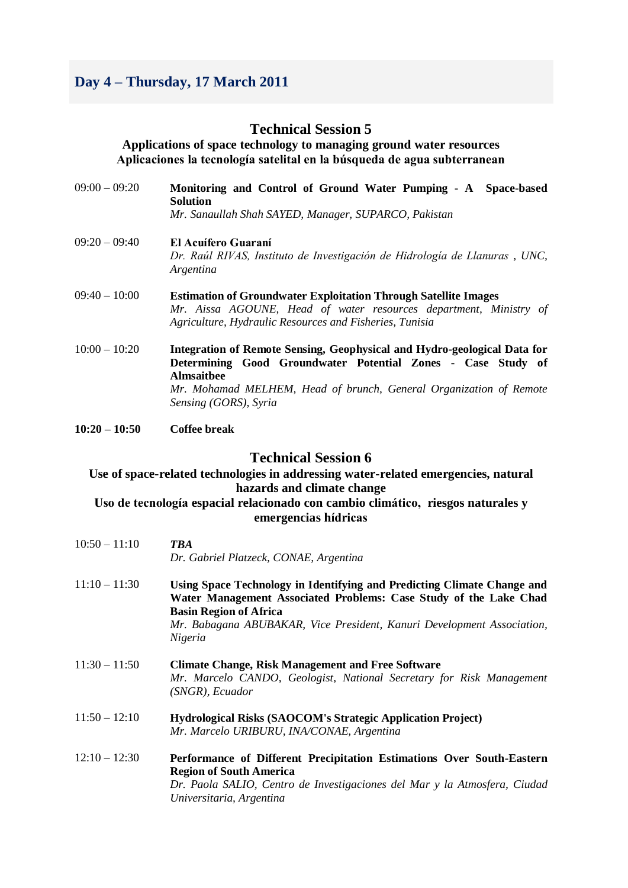## Day 4 – Thursday, 17 March 2011

### Technical Session 5

**Applications of space technology to managing ground water resources**
**Aplicaciones la tecnología satelital en la búsqueda de agua subterranean**

| | |
|---|---|
| 09:00 – 09:20 | **Monitoring and Control of Ground Water Pumping - A Space-based Solution**<br>*Mr. Sanaullah Shah SAYED, Manager, SUPARCO, Pakistan* |
| 09:20 – 09:40 | **El Acuífero Guaraní**<br>*Dr. Raúl RIVAS, Instituto de Investigación de Hidrología de Llanuras , UNC, Argentina* |
| 09:40 – 10:00 | **Estimation of Groundwater Exploitation Through Satellite Images**<br>*Mr. Aissa AGOUNE, Head of water resources department, Ministry of Agriculture, Hydraulic Resources and Fisheries, Tunisia* |
| 10:00 – 10:20 | **Integration of Remote Sensing, Geophysical and Hydro-geological Data for Determining Good Groundwater Potential Zones - Case Study of Almsaitbee**<br>*Mr. Mohamad MELHEM, Head of brunch, General Organization of Remote Sensing (GORS), Syria* |
| **10:20 – 10:50** | **Coffee break** |

### Technical Session 6

**Use of space-related technologies in addressing water-related emergencies, natural hazards and climate change**
**Uso de tecnología espacial relacionado con cambio climático, riesgos naturales y emergencias hídricas**

| | |
|---|---|
| 10:50 – 11:10 | ***TBA***<br>*Dr. Gabriel Platzeck, CONAE, Argentina* |
| 11:10 – 11:30 | **Using Space Technology in Identifying and Predicting Climate Change and Water Management Associated Problems: Case Study of the Lake Chad Basin Region of Africa**<br>*Mr. Babagana ABUBAKAR, Vice President, Kanuri Development Association, Nigeria* |
| 11:30 – 11:50 | **Climate Change, Risk Management and Free Software**<br>*Mr. Marcelo CANDO, Geologist, National Secretary for Risk Management (SNGR), Ecuador* |
| 11:50 – 12:10 | **Hydrological Risks (SAOCOM's Strategic Application Project)**<br>*Mr. Marcelo URIBURU, INA/CONAE, Argentina* |
| 12:10 – 12:30 | **Performance of Different Precipitation Estimations Over South-Eastern Region of South America**<br>*Dr. Paola SALIO, Centro de Investigaciones del Mar y la Atmosfera, Ciudad Universitaria, Argentina* |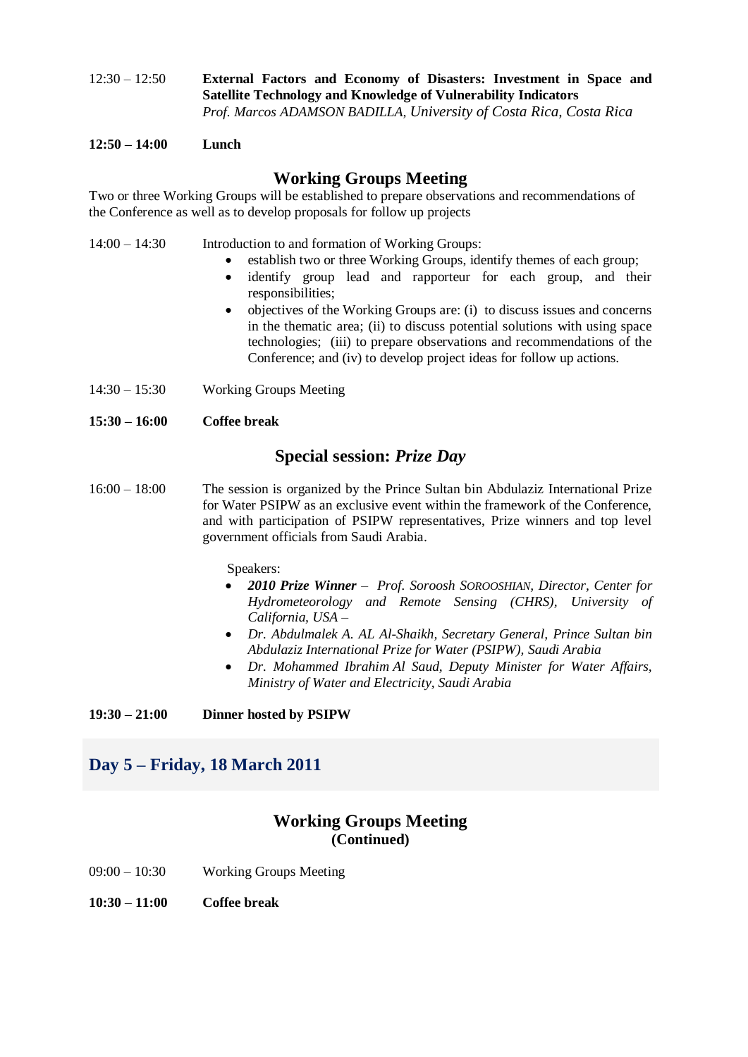12:30 – 12:50 **External Factors and Economy of Disasters: Investment in Space and Satellite Technology and Knowledge of Vulnerability Indicators**
*Prof. Marcos ADAMSON BADILLA, University of Costa Rica, Costa Rica*

**12:50 – 14:00 Lunch**

## Working Groups Meeting

Two or three Working Groups will be established to prepare observations and recommendations of the Conference as well as to develop proposals for follow up projects

14:00 – 14:30 Introduction to and formation of Working Groups:

- establish two or three Working Groups, identify themes of each group;
- identify group lead and rapporteur for each group, and their responsibilities;
- objectives of the Working Groups are: (i) to discuss issues and concerns in the thematic area; (ii) to discuss potential solutions with using space technologies; (iii) to prepare observations and recommendations of the Conference; and (iv) to develop project ideas for follow up actions.

14:30 – 15:30 Working Groups Meeting

**15:30 – 16:00 Coffee break**

## Special session: *Prize Day*

16:00 – 18:00 The session is organized by the Prince Sultan bin Abdulaziz International Prize for Water PSIPW as an exclusive event within the framework of the Conference, and with participation of PSIPW representatives, Prize winners and top level government officials from Saudi Arabia.

Speakers:

- ***2010 Prize Winner*** *– Prof. Soroosh SOROOSHIAN, Director, Center for Hydrometeorology and Remote Sensing (CHRS), University of California, USA –*
- *Dr. Abdulmalek A. AL Al-Shaikh, Secretary General, Prince Sultan bin Abdulaziz International Prize for Water (PSIPW), Saudi Arabia*
- *Dr. Mohammed Ibrahim Al Saud, Deputy Minister for Water Affairs, Ministry of Water and Electricity, Saudi Arabia*

**19:30 – 21:00 Dinner hosted by PSIPW**

# Day 5 – Friday, 18 March 2011

## Working Groups Meeting
**(Continued)**

09:00 – 10:30 Working Groups Meeting

**10:30 – 11:00 Coffee break**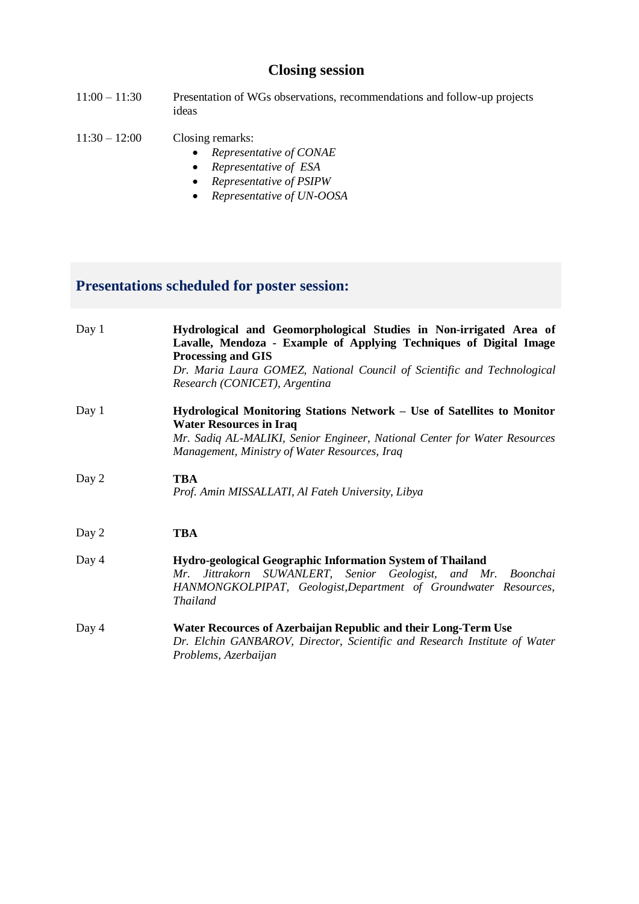## Closing session

| | |
|---|---|
| 11:00 – 11:30 | Presentation of WGs observations, recommendations and follow-up projects ideas |
| 11:30 – 12:00 | Closing remarks:<br>• *Representative of CONAE*<br>• *Representative of ESA*<br>• *Representative of PSIPW*<br>• *Representative of UN-OOSA* |

## Presentations scheduled for poster session:

| | |
|---|---|
| Day 1 | **Hydrological and Geomorphological Studies in Non-irrigated Area of Lavalle, Mendoza - Example of Applying Techniques of Digital Image Processing and GIS**<br>*Dr. Maria Laura GOMEZ, National Council of Scientific and Technological Research (CONICET), Argentina* |
| Day 1 | **Hydrological Monitoring Stations Network – Use of Satellites to Monitor Water Resources in Iraq**<br>*Mr. Sadiq AL-MALIKI, Senior Engineer, National Center for Water Resources Management, Ministry of Water Resources, Iraq* |
| Day 2 | **TBA**<br>*Prof. Amin MISSALLATI, Al Fateh University, Libya* |
| Day 2 | **TBA** |
| Day 4 | **Hydro-geological Geographic Information System of Thailand**<br>*Mr. Jittrakorn SUWANLERT, Senior Geologist, and Mr. Boonchai HANMONGKOLPIPAT, Geologist,Department of Groundwater Resources, Thailand* |
| Day 4 | **Water Recources of Azerbaijan Republic and their Long-Term Use**<br>*Dr. Elchin GANBAROV, Director, Scientific and Research Institute of Water Problems, Azerbaijan* |